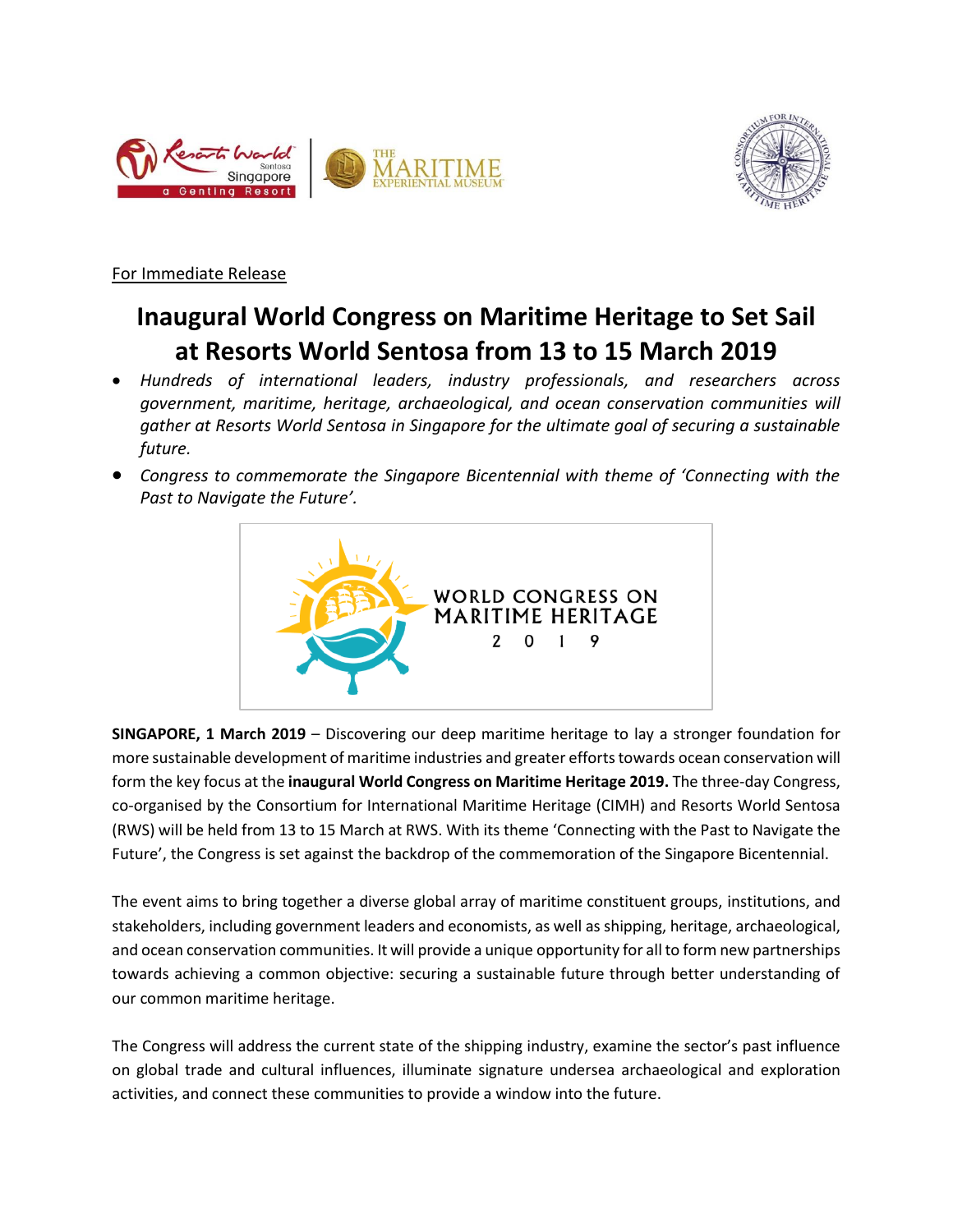<u>For Immediate Release</u>

# Inaugural World Congress on Maritime Heritage to Set Sail at Resorts World Sentosa from 13 to 15 March 2019

- *Hundreds of international leaders, industry professionals, and researchers across government, maritime, heritage, archaeological, and ocean conservation communities will gather at Resorts World Sentosa in Singapore for the ultimate goal of securing a sustainable future.*
- *Congress to commemorate the Singapore Bicentennial with theme of 'Connecting with the Past to Navigate the Future'.*

**SINGAPORE, 1 March 2019** – Discovering our deep maritime heritage to lay a stronger foundation for more sustainable development of maritime industries and greater efforts towards ocean conservation will form the key focus at the **inaugural World Congress on Maritime Heritage 2019.** The three-day Congress, co-organised by the Consortium for International Maritime Heritage (CIMH) and Resorts World Sentosa (RWS) will be held from 13 to 15 March at RWS. With its theme 'Connecting with the Past to Navigate the Future', the Congress is set against the backdrop of the commemoration of the Singapore Bicentennial.

The event aims to bring together a diverse global array of maritime constituent groups, institutions, and stakeholders, including government leaders and economists, as well as shipping, heritage, archaeological, and ocean conservation communities. It will provide a unique opportunity for all to form new partnerships towards achieving a common objective: securing a sustainable future through better understanding of our common maritime heritage.

The Congress will address the current state of the shipping industry, examine the sector's past influence on global trade and cultural influences, illuminate signature undersea archaeological and exploration activities, and connect these communities to provide a window into the future.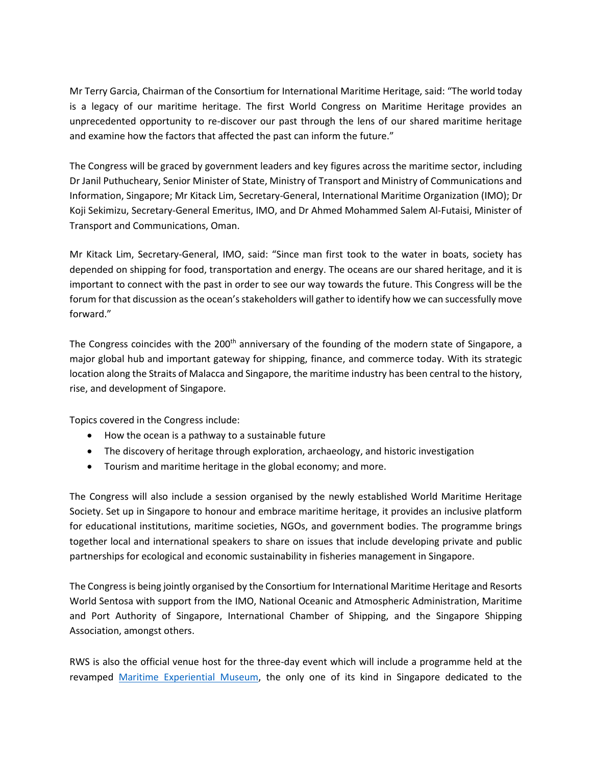Mr Terry Garcia, Chairman of the Consortium for International Maritime Heritage, said: "The world today is a legacy of our maritime heritage. The first World Congress on Maritime Heritage provides an unprecedented opportunity to re-discover our past through the lens of our shared maritime heritage and examine how the factors that affected the past can inform the future."

The Congress will be graced by government leaders and key figures across the maritime sector, including Dr Janil Puthucheary, Senior Minister of State, Ministry of Transport and Ministry of Communications and Information, Singapore; Mr Kitack Lim, Secretary-General, International Maritime Organization (IMO); Dr Koji Sekimizu, Secretary-General Emeritus, IMO, and Dr Ahmed Mohammed Salem Al-Futaisi, Minister of Transport and Communications, Oman.

Mr Kitack Lim, Secretary-General, IMO, said: "Since man first took to the water in boats, society has depended on shipping for food, transportation and energy. The oceans are our shared heritage, and it is important to connect with the past in order to see our way towards the future. This Congress will be the forum for that discussion as the ocean's stakeholders will gather to identify how we can successfully move forward."

The Congress coincides with the 200th anniversary of the founding of the modern state of Singapore, a major global hub and important gateway for shipping, finance, and commerce today. With its strategic location along the Straits of Malacca and Singapore, the maritime industry has been central to the history, rise, and development of Singapore.

Topics covered in the Congress include:

- How the ocean is a pathway to a sustainable future
- The discovery of heritage through exploration, archaeology, and historic investigation
- Tourism and maritime heritage in the global economy; and more.

The Congress will also include a session organised by the newly established World Maritime Heritage Society. Set up in Singapore to honour and embrace maritime heritage, it provides an inclusive platform for educational institutions, maritime societies, NGOs, and government bodies. The programme brings together local and international speakers to share on issues that include developing private and public partnerships for ecological and economic sustainability in fisheries management in Singapore.

The Congress is being jointly organised by the Consortium for International Maritime Heritage and Resorts World Sentosa with support from the IMO, National Oceanic and Atmospheric Administration, Maritime and Port Authority of Singapore, International Chamber of Shipping, and the Singapore Shipping Association, amongst others.

RWS is also the official venue host for the three-day event which will include a programme held at the revamped [Maritime Experiential Museum](), the only one of its kind in Singapore dedicated to the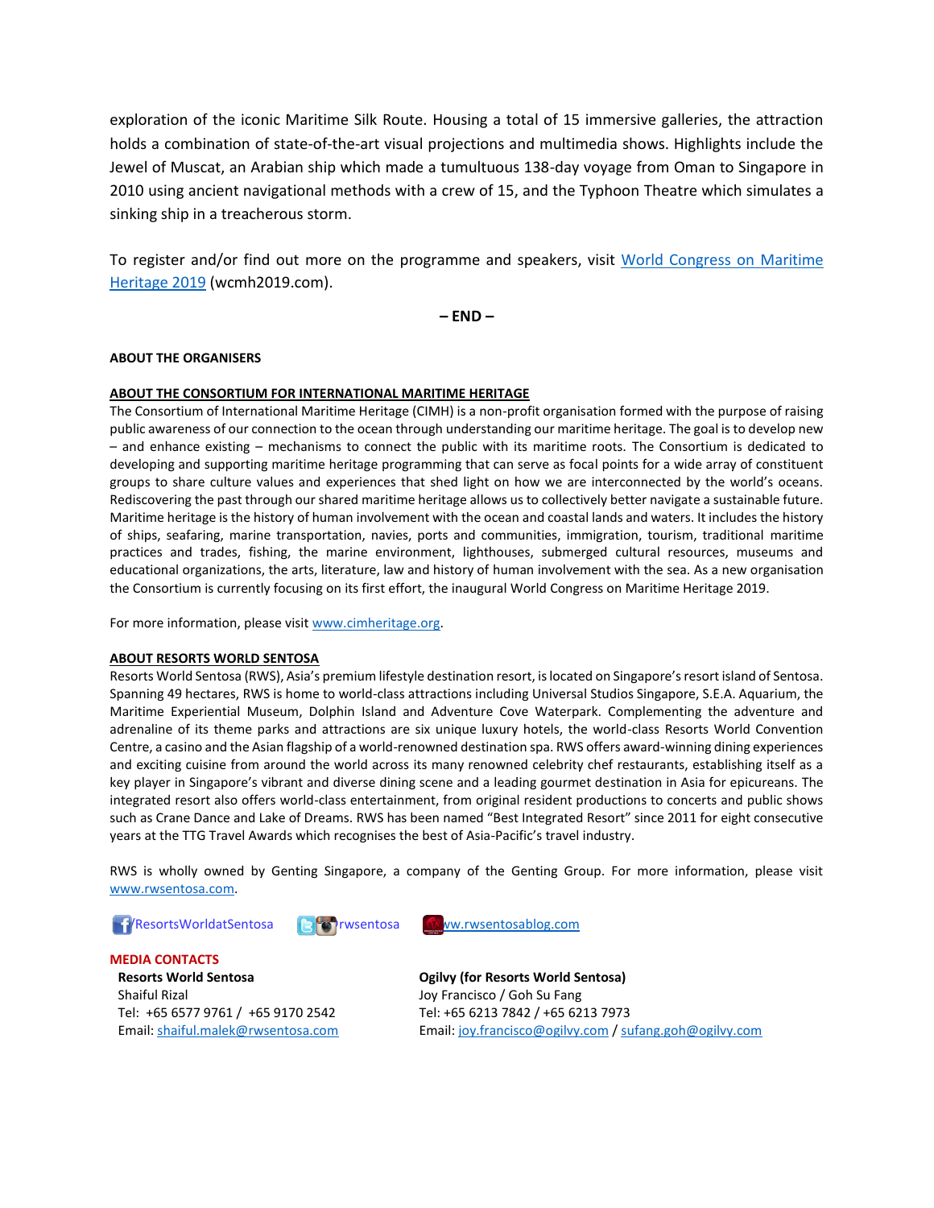exploration of the iconic Maritime Silk Route. Housing a total of 15 immersive galleries, the attraction holds a combination of state-of-the-art visual projections and multimedia shows. Highlights include the Jewel of Muscat, an Arabian ship which made a tumultuous 138-day voyage from Oman to Singapore in 2010 using ancient navigational methods with a crew of 15, and the Typhoon Theatre which simulates a sinking ship in a treacherous storm.

To register and/or find out more on the programme and speakers, visit [World Congress on Maritime Heritage 2019](wcmh2019.com) (wcmh2019.com).

**– END –**

**ABOUT THE ORGANISERS**

**ABOUT THE CONSORTIUM FOR INTERNATIONAL MARITIME HERITAGE**

The Consortium of International Maritime Heritage (CIMH) is a non-profit organisation formed with the purpose of raising public awareness of our connection to the ocean through understanding our maritime heritage. The goal is to develop new – and enhance existing – mechanisms to connect the public with its maritime roots. The Consortium is dedicated to developing and supporting maritime heritage programming that can serve as focal points for a wide array of constituent groups to share culture values and experiences that shed light on how we are interconnected by the world's oceans. Rediscovering the past through our shared maritime heritage allows us to collectively better navigate a sustainable future. Maritime heritage is the history of human involvement with the ocean and coastal lands and waters. It includes the history of ships, seafaring, marine transportation, navies, ports and communities, immigration, tourism, traditional maritime practices and trades, fishing, the marine environment, lighthouses, submerged cultural resources, museums and educational organizations, the arts, literature, law and history of human involvement with the sea. As a new organisation the Consortium is currently focusing on its first effort, the inaugural World Congress on Maritime Heritage 2019.

For more information, please visit www.cimheritage.org.

**ABOUT RESORTS WORLD SENTOSA**

Resorts World Sentosa (RWS), Asia's premium lifestyle destination resort, is located on Singapore's resort island of Sentosa. Spanning 49 hectares, RWS is home to world-class attractions including Universal Studios Singapore, S.E.A. Aquarium, the Maritime Experiential Museum, Dolphin Island and Adventure Cove Waterpark. Complementing the adventure and adrenaline of its theme parks and attractions are six unique luxury hotels, the world-class Resorts World Convention Centre, a casino and the Asian flagship of a world-renowned destination spa. RWS offers award-winning dining experiences and exciting cuisine from around the world across its many renowned celebrity chef restaurants, establishing itself as a key player in Singapore's vibrant and diverse dining scene and a leading gourmet destination in Asia for epicureans. The integrated resort also offers world-class entertainment, from original resident productions to concerts and public shows such as Crane Dance and Lake of Dreams. RWS has been named "Best Integrated Resort" since 2011 for eight consecutive years at the TTG Travel Awards which recognises the best of Asia-Pacific's travel industry.

RWS is wholly owned by Genting Singapore, a company of the Genting Group. For more information, please visit www.rwsentosa.com.

/ResortsWorldatSentosa    rwsentosa    www.rwsentosablog.com

**MEDIA CONTACTS**

**Resorts World Sentosa**
Shaiful Rizal
Tel: +65 6577 9761 / +65 9170 2542
Email: shaiful.malek@rwsentosa.com

**Ogilvy (for Resorts World Sentosa)**
Joy Francisco / Goh Su Fang
Tel: +65 6213 7842 / +65 6213 7973
Email: joy.francisco@ogilvy.com / sufang.goh@ogilvy.com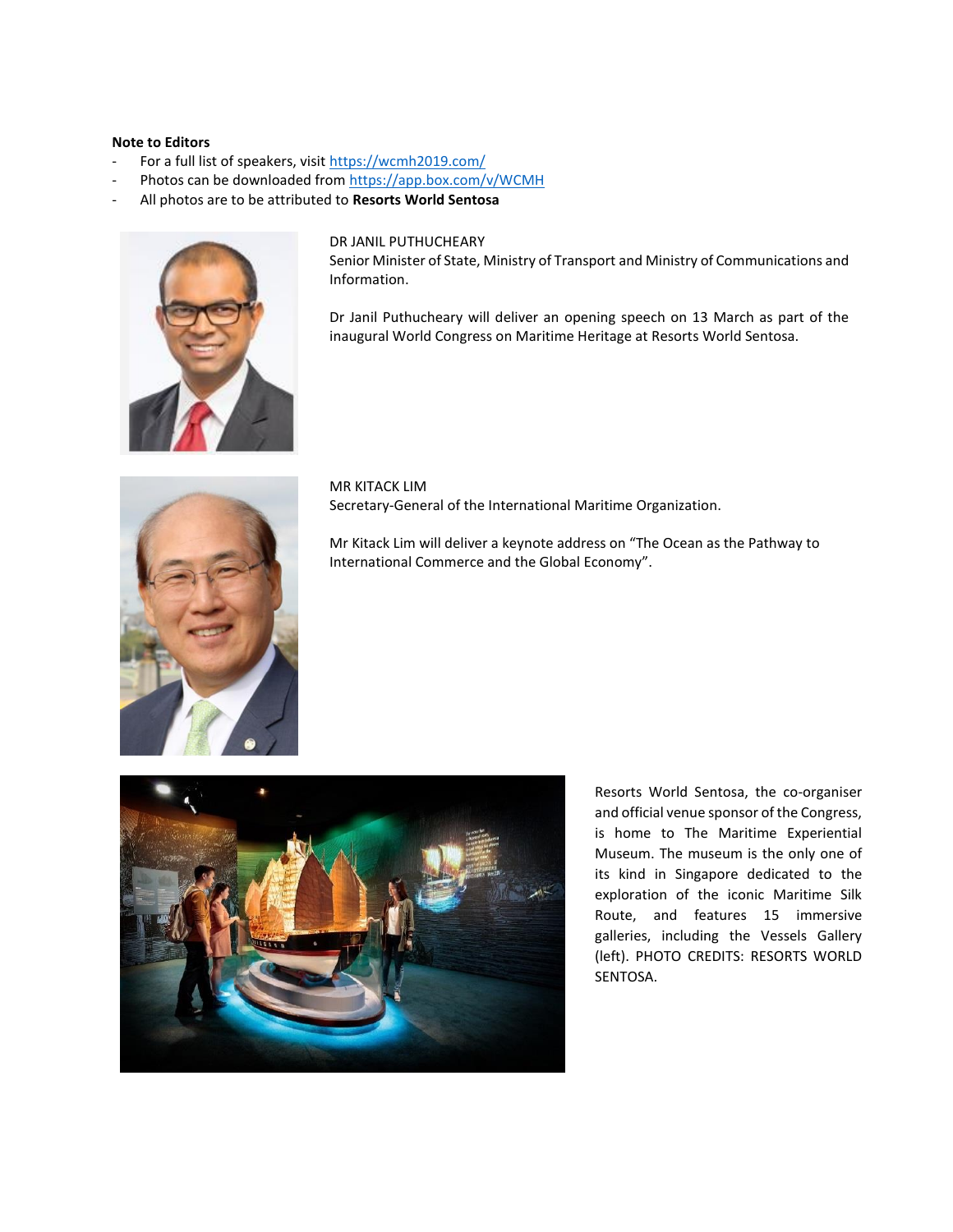**Note to Editors**

- For a full list of speakers, visit https://wcmh2019.com/
- Photos can be downloaded from https://app.box.com/v/WCMH
- All photos are to be attributed to **Resorts World Sentosa**

DR JANIL PUTHUCHEARY
Senior Minister of State, Ministry of Transport and Ministry of Communications and Information.

Dr Janil Puthucheary will deliver an opening speech on 13 March as part of the inaugural World Congress on Maritime Heritage at Resorts World Sentosa.

MR KITACK LIM
Secretary-General of the International Maritime Organization.

Mr Kitack Lim will deliver a keynote address on "The Ocean as the Pathway to International Commerce and the Global Economy".

Resorts World Sentosa, the co-organiser and official venue sponsor of the Congress, is home to The Maritime Experiential Museum. The museum is the only one of its kind in Singapore dedicated to the exploration of the iconic Maritime Silk Route, and features 15 immersive galleries, including the Vessels Gallery (left). PHOTO CREDITS: RESORTS WORLD SENTOSA.